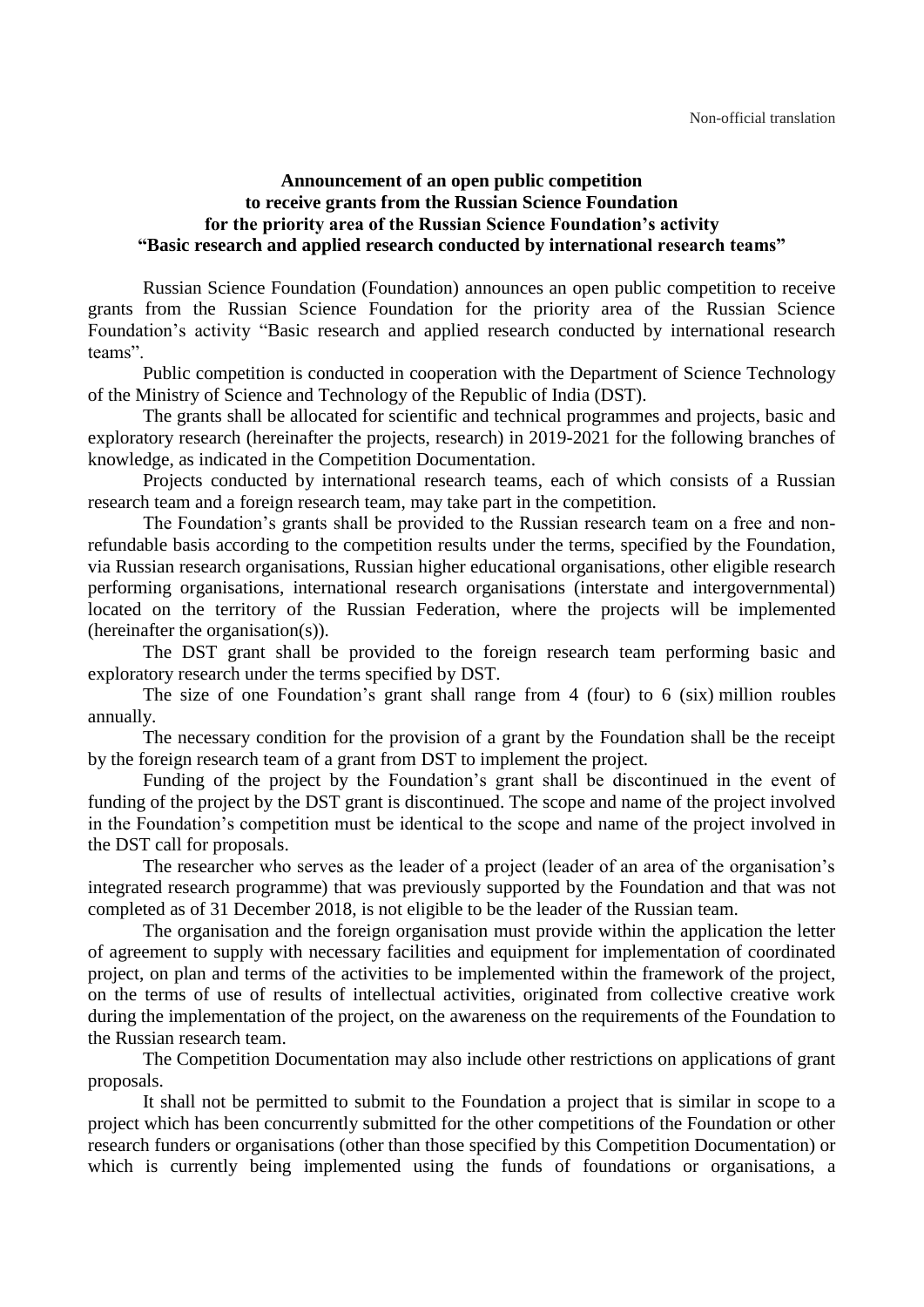Non-official translation

# Announcement of an open public competition to receive grants from the Russian Science Foundation for the priority area of the Russian Science Foundation's activity "Basic research and applied research conducted by international research teams"

Russian Science Foundation (Foundation) announces an open public competition to receive grants from the Russian Science Foundation for the priority area of the Russian Science Foundation's activity "Basic research and applied research conducted by international research teams".

Public competition is conducted in cooperation with the Department of Science Technology of the Ministry of Science and Technology of the Republic of India (DST).

The grants shall be allocated for scientific and technical programmes and projects, basic and exploratory research (hereinafter the projects, research) in 2019-2021 for the following branches of knowledge, as indicated in the Competition Documentation.

Projects conducted by international research teams, each of which consists of a Russian research team and a foreign research team, may take part in the competition.

The Foundation's grants shall be provided to the Russian research team on a free and non-refundable basis according to the competition results under the terms, specified by the Foundation, via Russian research organisations, Russian higher educational organisations, other eligible research performing organisations, international research organisations (interstate and intergovernmental) located on the territory of the Russian Federation, where the projects will be implemented (hereinafter the organisation(s)).

The DST grant shall be provided to the foreign research team performing basic and exploratory research under the terms specified by DST.

The size of one Foundation's grant shall range from 4 (four) to 6 (six) million roubles annually.

The necessary condition for the provision of a grant by the Foundation shall be the receipt by the foreign research team of a grant from DST to implement the project.

Funding of the project by the Foundation's grant shall be discontinued in the event of funding of the project by the DST grant is discontinued. The scope and name of the project involved in the Foundation's competition must be identical to the scope and name of the project involved in the DST call for proposals.

The researcher who serves as the leader of a project (leader of an area of the organisation's integrated research programme) that was previously supported by the Foundation and that was not completed as of 31 December 2018, is not eligible to be the leader of the Russian team.

The organisation and the foreign organisation must provide within the application the letter of agreement to supply with necessary facilities and equipment for implementation of coordinated project, on plan and terms of the activities to be implemented within the framework of the project, on the terms of use of results of intellectual activities, originated from collective creative work during the implementation of the project, on the awareness on the requirements of the Foundation to the Russian research team.

The Competition Documentation may also include other restrictions on applications of grant proposals.

It shall not be permitted to submit to the Foundation a project that is similar in scope to a project which has been concurrently submitted for the other competitions of the Foundation or other research funders or organisations (other than those specified by this Competition Documentation) or which is currently being implemented using the funds of foundations or organisations, a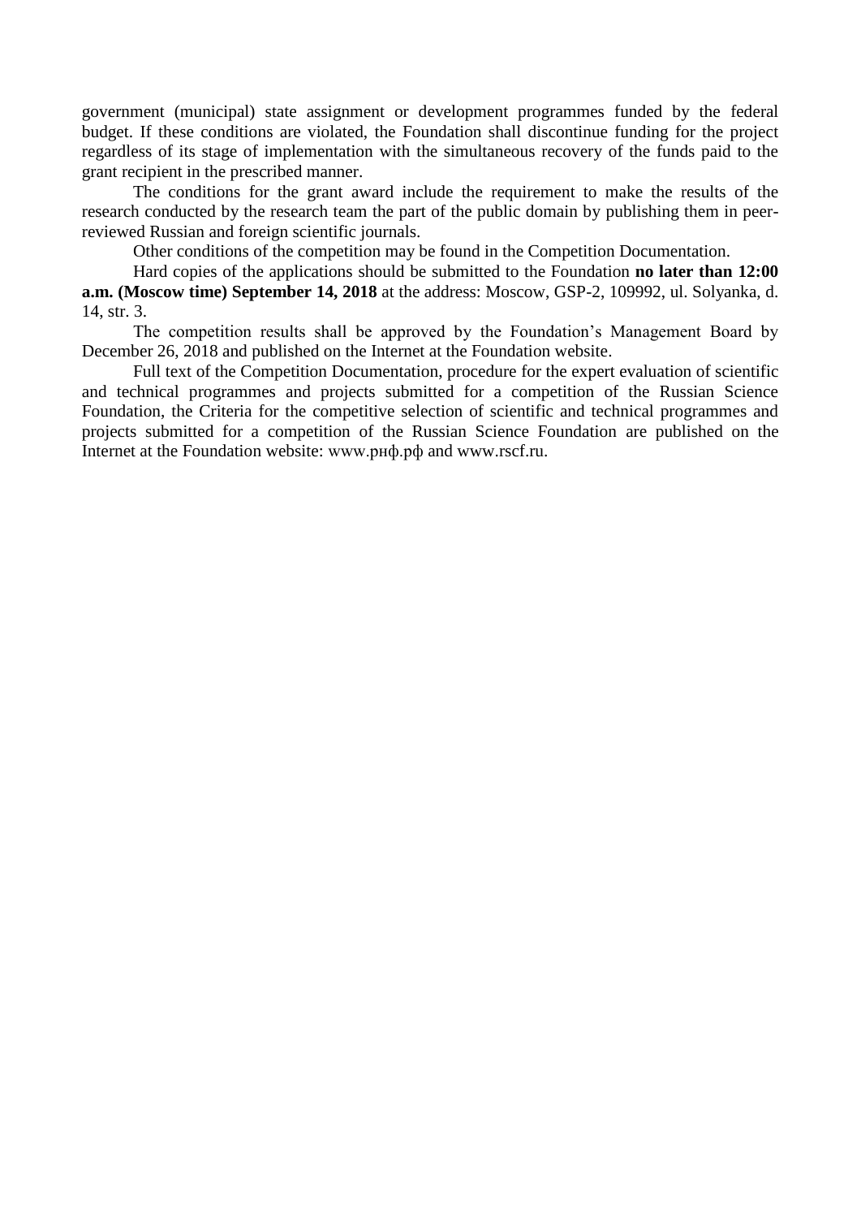government (municipal) state assignment or development programmes funded by the federal budget. If these conditions are violated, the Foundation shall discontinue funding for the project regardless of its stage of implementation with the simultaneous recovery of the funds paid to the grant recipient in the prescribed manner.

The conditions for the grant award include the requirement to make the results of the research conducted by the research team the part of the public domain by publishing them in peer-reviewed Russian and foreign scientific journals.

Other conditions of the competition may be found in the Competition Documentation.

Hard copies of the applications should be submitted to the Foundation **no later than 12:00 a.m. (Moscow time) September 14, 2018** at the address: Moscow, GSP-2, 109992, ul. Solyanka, d. 14, str. 3.

The competition results shall be approved by the Foundation's Management Board by December 26, 2018 and published on the Internet at the Foundation website.

Full text of the Competition Documentation, procedure for the expert evaluation of scientific and technical programmes and projects submitted for a competition of the Russian Science Foundation, the Criteria for the competitive selection of scientific and technical programmes and projects submitted for a competition of the Russian Science Foundation are published on the Internet at the Foundation website: www.рнф.рф and www.rscf.ru.